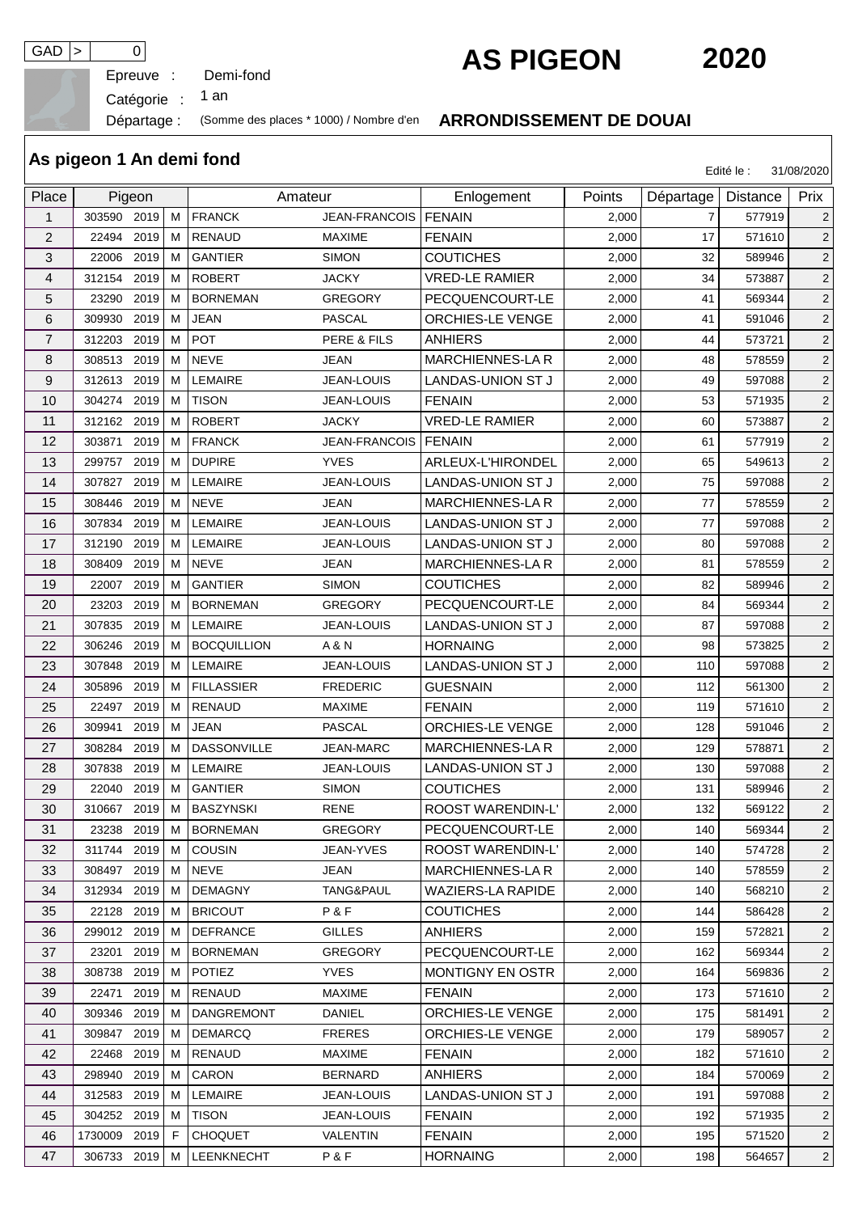GAD > 0

# AS PIGEON 2020

Epreuve : Demi-fond

Catégorie : 1 an

Départage : (Somme des places * 1000) / Nombre d'en **ARRONDISSEMENT DE DOUAI**

## As pigeon 1 An demi fond

Edité le : 31/08/2020

| Place | Pigeon | | | Amateur | | Enlogement | Points | Départage | Distance | Prix |
|---|---|---|---|---|---|---|---|---|---|---|
| 1 | 303590 | 2019 | M | FRANCK | JEAN-FRANCOIS | FENAIN | 2,000 | 7 | 577919 | 2 |
| 2 | 22494 | 2019 | M | RENAUD | MAXIME | FENAIN | 2,000 | 17 | 571610 | 2 |
| 3 | 22006 | 2019 | M | GANTIER | SIMON | COUTICHES | 2,000 | 32 | 589946 | 2 |
| 4 | 312154 | 2019 | M | ROBERT | JACKY | VRED-LE RAMIER | 2,000 | 34 | 573887 | 2 |
| 5 | 23290 | 2019 | M | BORNEMAN | GREGORY | PECQUENCOURT-LE | 2,000 | 41 | 569344 | 2 |
| 6 | 309930 | 2019 | M | JEAN | PASCAL | ORCHIES-LE VENGE | 2,000 | 41 | 591046 | 2 |
| 7 | 312203 | 2019 | M | POT | PERE & FILS | ANHIERS | 2,000 | 44 | 573721 | 2 |
| 8 | 308513 | 2019 | M | NEVE | JEAN | MARCHIENNES-LA R | 2,000 | 48 | 578559 | 2 |
| 9 | 312613 | 2019 | M | LEMAIRE | JEAN-LOUIS | LANDAS-UNION ST J | 2,000 | 49 | 597088 | 2 |
| 10 | 304274 | 2019 | M | TISON | JEAN-LOUIS | FENAIN | 2,000 | 53 | 571935 | 2 |
| 11 | 312162 | 2019 | M | ROBERT | JACKY | VRED-LE RAMIER | 2,000 | 60 | 573887 | 2 |
| 12 | 303871 | 2019 | M | FRANCK | JEAN-FRANCOIS | FENAIN | 2,000 | 61 | 577919 | 2 |
| 13 | 299757 | 2019 | M | DUPIRE | YVES | ARLEUX-L'HIRONDEL | 2,000 | 65 | 549613 | 2 |
| 14 | 307827 | 2019 | M | LEMAIRE | JEAN-LOUIS | LANDAS-UNION ST J | 2,000 | 75 | 597088 | 2 |
| 15 | 308446 | 2019 | M | NEVE | JEAN | MARCHIENNES-LA R | 2,000 | 77 | 578559 | 2 |
| 16 | 307834 | 2019 | M | LEMAIRE | JEAN-LOUIS | LANDAS-UNION ST J | 2,000 | 77 | 597088 | 2 |
| 17 | 312190 | 2019 | M | LEMAIRE | JEAN-LOUIS | LANDAS-UNION ST J | 2,000 | 80 | 597088 | 2 |
| 18 | 308409 | 2019 | M | NEVE | JEAN | MARCHIENNES-LA R | 2,000 | 81 | 578559 | 2 |
| 19 | 22007 | 2019 | M | GANTIER | SIMON | COUTICHES | 2,000 | 82 | 589946 | 2 |
| 20 | 23203 | 2019 | M | BORNEMAN | GREGORY | PECQUENCOURT-LE | 2,000 | 84 | 569344 | 2 |
| 21 | 307835 | 2019 | M | LEMAIRE | JEAN-LOUIS | LANDAS-UNION ST J | 2,000 | 87 | 597088 | 2 |
| 22 | 306246 | 2019 | M | BOCQUILLION | A & N | HORNAING | 2,000 | 98 | 573825 | 2 |
| 23 | 307848 | 2019 | M | LEMAIRE | JEAN-LOUIS | LANDAS-UNION ST J | 2,000 | 110 | 597088 | 2 |
| 24 | 305896 | 2019 | M | FILLASSIER | FREDERIC | GUESNAIN | 2,000 | 112 | 561300 | 2 |
| 25 | 22497 | 2019 | M | RENAUD | MAXIME | FENAIN | 2,000 | 119 | 571610 | 2 |
| 26 | 309941 | 2019 | M | JEAN | PASCAL | ORCHIES-LE VENGE | 2,000 | 128 | 591046 | 2 |
| 27 | 308284 | 2019 | M | DASSONVILLE | JEAN-MARC | MARCHIENNES-LA R | 2,000 | 129 | 578871 | 2 |
| 28 | 307838 | 2019 | M | LEMAIRE | JEAN-LOUIS | LANDAS-UNION ST J | 2,000 | 130 | 597088 | 2 |
| 29 | 22040 | 2019 | M | GANTIER | SIMON | COUTICHES | 2,000 | 131 | 589946 | 2 |
| 30 | 310667 | 2019 | M | BASZYNSKI | RENE | ROOST WARENDIN-L' | 2,000 | 132 | 569122 | 2 |
| 31 | 23238 | 2019 | M | BORNEMAN | GREGORY | PECQUENCOURT-LE | 2,000 | 140 | 569344 | 2 |
| 32 | 311744 | 2019 | M | COUSIN | JEAN-YVES | ROOST WARENDIN-L' | 2,000 | 140 | 574728 | 2 |
| 33 | 308497 | 2019 | M | NEVE | JEAN | MARCHIENNES-LA R | 2,000 | 140 | 578559 | 2 |
| 34 | 312934 | 2019 | M | DEMAGNY | TANG&PAUL | WAZIERS-LA RAPIDE | 2,000 | 140 | 568210 | 2 |
| 35 | 22128 | 2019 | M | BRICOUT | P & F | COUTICHES | 2,000 | 144 | 586428 | 2 |
| 36 | 299012 | 2019 | M | DEFRANCE | GILLES | ANHIERS | 2,000 | 159 | 572821 | 2 |
| 37 | 23201 | 2019 | M | BORNEMAN | GREGORY | PECQUENCOURT-LE | 2,000 | 162 | 569344 | 2 |
| 38 | 308738 | 2019 | M | POTIEZ | YVES | MONTIGNY EN OSTR | 2,000 | 164 | 569836 | 2 |
| 39 | 22471 | 2019 | M | RENAUD | MAXIME | FENAIN | 2,000 | 173 | 571610 | 2 |
| 40 | 309346 | 2019 | M | DANGREMONT | DANIEL | ORCHIES-LE VENGE | 2,000 | 175 | 581491 | 2 |
| 41 | 309847 | 2019 | M | DEMARCQ | FRERES | ORCHIES-LE VENGE | 2,000 | 179 | 589057 | 2 |
| 42 | 22468 | 2019 | M | RENAUD | MAXIME | FENAIN | 2,000 | 182 | 571610 | 2 |
| 43 | 298940 | 2019 | M | CARON | BERNARD | ANHIERS | 2,000 | 184 | 570069 | 2 |
| 44 | 312583 | 2019 | M | LEMAIRE | JEAN-LOUIS | LANDAS-UNION ST J | 2,000 | 191 | 597088 | 2 |
| 45 | 304252 | 2019 | M | TISON | JEAN-LOUIS | FENAIN | 2,000 | 192 | 571935 | 2 |
| 46 | 1730009 | 2019 | F | CHOQUET | VALENTIN | FENAIN | 2,000 | 195 | 571520 | 2 |
| 47 | 306733 | 2019 | M | LEENKNECHT | P & F | HORNAING | 2,000 | 198 | 564657 | 2 |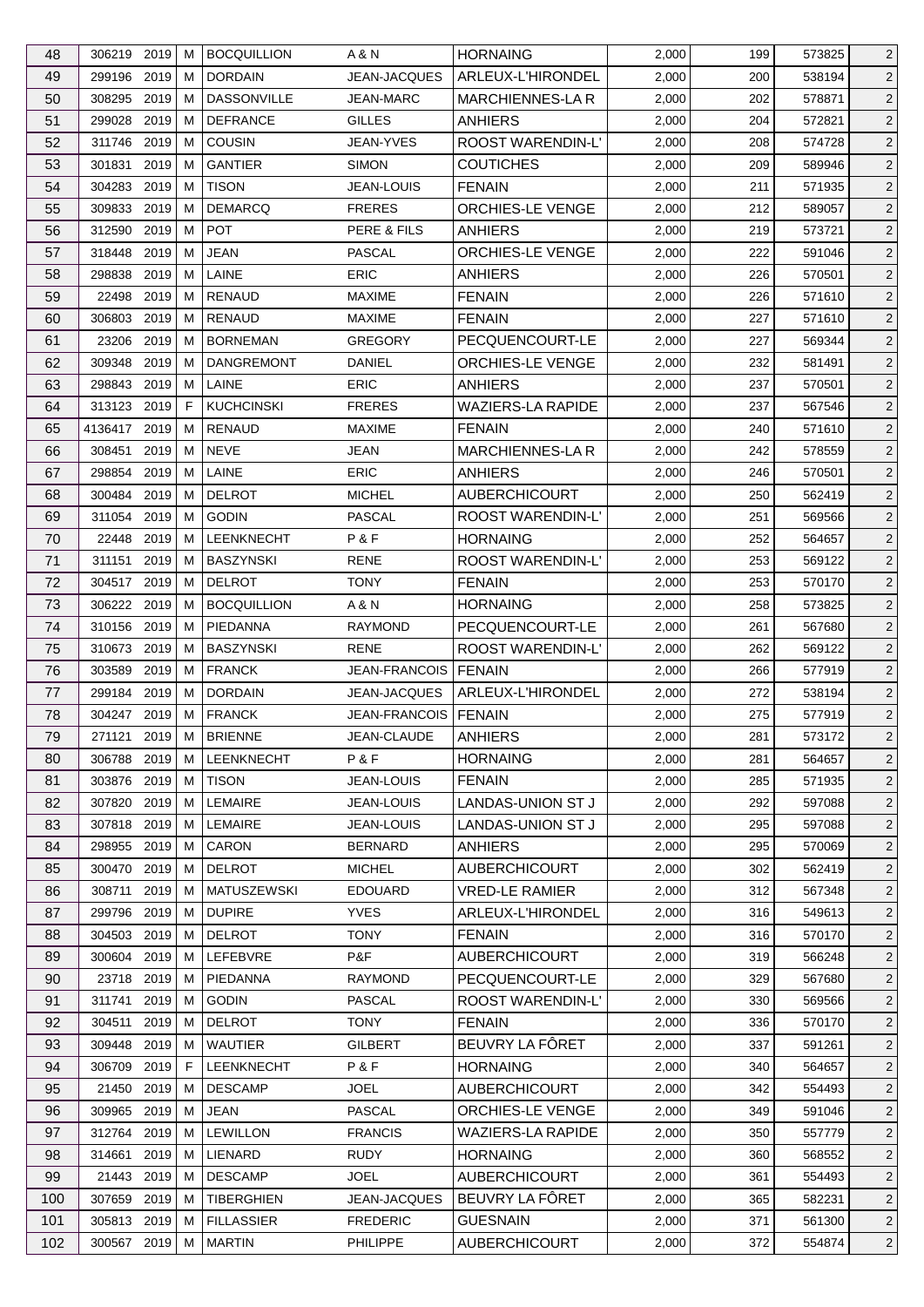| 48 | 306219 | 2019 | M | BOCQUILLION | A & N | HORNAING | 2,000 | 199 | 573825 | 2 |
|---|---|---|---|---|---|---|---|---|---|---|
| 49 | 299196 | 2019 | M | DORDAIN | JEAN-JACQUES | ARLEUX-L'HIRONDEL | 2,000 | 200 | 538194 | 2 |
| 50 | 308295 | 2019 | M | DASSONVILLE | JEAN-MARC | MARCHIENNES-LA R | 2,000 | 202 | 578871 | 2 |
| 51 | 299028 | 2019 | M | DEFRANCE | GILLES | ANHIERS | 2,000 | 204 | 572821 | 2 |
| 52 | 311746 | 2019 | M | COUSIN | JEAN-YVES | ROOST WARENDIN-L' | 2,000 | 208 | 574728 | 2 |
| 53 | 301831 | 2019 | M | GANTIER | SIMON | COUTICHES | 2,000 | 209 | 589946 | 2 |
| 54 | 304283 | 2019 | M | TISON | JEAN-LOUIS | FENAIN | 2,000 | 211 | 571935 | 2 |
| 55 | 309833 | 2019 | M | DEMARCQ | FRERES | ORCHIES-LE VENGE | 2,000 | 212 | 589057 | 2 |
| 56 | 312590 | 2019 | M | POT | PERE & FILS | ANHIERS | 2,000 | 219 | 573721 | 2 |
| 57 | 318448 | 2019 | M | JEAN | PASCAL | ORCHIES-LE VENGE | 2,000 | 222 | 591046 | 2 |
| 58 | 298838 | 2019 | M | LAINE | ERIC | ANHIERS | 2,000 | 226 | 570501 | 2 |
| 59 | 22498 | 2019 | M | RENAUD | MAXIME | FENAIN | 2,000 | 226 | 571610 | 2 |
| 60 | 306803 | 2019 | M | RENAUD | MAXIME | FENAIN | 2,000 | 227 | 571610 | 2 |
| 61 | 23206 | 2019 | M | BORNEMAN | GREGORY | PECQUENCOURT-LE | 2,000 | 227 | 569344 | 2 |
| 62 | 309348 | 2019 | M | DANGREMONT | DANIEL | ORCHIES-LE VENGE | 2,000 | 232 | 581491 | 2 |
| 63 | 298843 | 2019 | M | LAINE | ERIC | ANHIERS | 2,000 | 237 | 570501 | 2 |
| 64 | 313123 | 2019 | F | KUCHCINSKI | FRERES | WAZIERS-LA RAPIDE | 2,000 | 237 | 567546 | 2 |
| 65 | 4136417 | 2019 | M | RENAUD | MAXIME | FENAIN | 2,000 | 240 | 571610 | 2 |
| 66 | 308451 | 2019 | M | NEVE | JEAN | MARCHIENNES-LA R | 2,000 | 242 | 578559 | 2 |
| 67 | 298854 | 2019 | M | LAINE | ERIC | ANHIERS | 2,000 | 246 | 570501 | 2 |
| 68 | 300484 | 2019 | M | DELROT | MICHEL | AUBERCHICOURT | 2,000 | 250 | 562419 | 2 |
| 69 | 311054 | 2019 | M | GODIN | PASCAL | ROOST WARENDIN-L' | 2,000 | 251 | 569566 | 2 |
| 70 | 22448 | 2019 | M | LEENKNECHT | P & F | HORNAING | 2,000 | 252 | 564657 | 2 |
| 71 | 311151 | 2019 | M | BASZYNSKI | RENE | ROOST WARENDIN-L' | 2,000 | 253 | 569122 | 2 |
| 72 | 304517 | 2019 | M | DELROT | TONY | FENAIN | 2,000 | 253 | 570170 | 2 |
| 73 | 306222 | 2019 | M | BOCQUILLION | A & N | HORNAING | 2,000 | 258 | 573825 | 2 |
| 74 | 310156 | 2019 | M | PIEDANNA | RAYMOND | PECQUENCOURT-LE | 2,000 | 261 | 567680 | 2 |
| 75 | 310673 | 2019 | M | BASZYNSKI | RENE | ROOST WARENDIN-L' | 2,000 | 262 | 569122 | 2 |
| 76 | 303589 | 2019 | M | FRANCK | JEAN-FRANCOIS | FENAIN | 2,000 | 266 | 577919 | 2 |
| 77 | 299184 | 2019 | M | DORDAIN | JEAN-JACQUES | ARLEUX-L'HIRONDEL | 2,000 | 272 | 538194 | 2 |
| 78 | 304247 | 2019 | M | FRANCK | JEAN-FRANCOIS | FENAIN | 2,000 | 275 | 577919 | 2 |
| 79 | 271121 | 2019 | M | BRIENNE | JEAN-CLAUDE | ANHIERS | 2,000 | 281 | 573172 | 2 |
| 80 | 306788 | 2019 | M | LEENKNECHT | P & F | HORNAING | 2,000 | 281 | 564657 | 2 |
| 81 | 303876 | 2019 | M | TISON | JEAN-LOUIS | FENAIN | 2,000 | 285 | 571935 | 2 |
| 82 | 307820 | 2019 | M | LEMAIRE | JEAN-LOUIS | LANDAS-UNION ST J | 2,000 | 292 | 597088 | 2 |
| 83 | 307818 | 2019 | M | LEMAIRE | JEAN-LOUIS | LANDAS-UNION ST J | 2,000 | 295 | 597088 | 2 |
| 84 | 298955 | 2019 | M | CARON | BERNARD | ANHIERS | 2,000 | 295 | 570069 | 2 |
| 85 | 300470 | 2019 | M | DELROT | MICHEL | AUBERCHICOURT | 2,000 | 302 | 562419 | 2 |
| 86 | 308711 | 2019 | M | MATUSZEWSKI | EDOUARD | VRED-LE RAMIER | 2,000 | 312 | 567348 | 2 |
| 87 | 299796 | 2019 | M | DUPIRE | YVES | ARLEUX-L'HIRONDEL | 2,000 | 316 | 549613 | 2 |
| 88 | 304503 | 2019 | M | DELROT | TONY | FENAIN | 2,000 | 316 | 570170 | 2 |
| 89 | 300604 | 2019 | M | LEFEBVRE | P&F | AUBERCHICOURT | 2,000 | 319 | 566248 | 2 |
| 90 | 23718 | 2019 | M | PIEDANNA | RAYMOND | PECQUENCOURT-LE | 2,000 | 329 | 567680 | 2 |
| 91 | 311741 | 2019 | M | GODIN | PASCAL | ROOST WARENDIN-L' | 2,000 | 330 | 569566 | 2 |
| 92 | 304511 | 2019 | M | DELROT | TONY | FENAIN | 2,000 | 336 | 570170 | 2 |
| 93 | 309448 | 2019 | M | WAUTIER | GILBERT | BEUVRY LA FÔRET | 2,000 | 337 | 591261 | 2 |
| 94 | 306709 | 2019 | F | LEENKNECHT | P & F | HORNAING | 2,000 | 340 | 564657 | 2 |
| 95 | 21450 | 2019 | M | DESCAMP | JOEL | AUBERCHICOURT | 2,000 | 342 | 554493 | 2 |
| 96 | 309965 | 2019 | M | JEAN | PASCAL | ORCHIES-LE VENGE | 2,000 | 349 | 591046 | 2 |
| 97 | 312764 | 2019 | M | LEWILLON | FRANCIS | WAZIERS-LA RAPIDE | 2,000 | 350 | 557779 | 2 |
| 98 | 314661 | 2019 | M | LIENARD | RUDY | HORNAING | 2,000 | 360 | 568552 | 2 |
| 99 | 21443 | 2019 | M | DESCAMP | JOEL | AUBERCHICOURT | 2,000 | 361 | 554493 | 2 |
| 100 | 307659 | 2019 | M | TIBERGHIEN | JEAN-JACQUES | BEUVRY LA FÔRET | 2,000 | 365 | 582231 | 2 |
| 101 | 305813 | 2019 | M | FILLASSIER | FREDERIC | GUESNAIN | 2,000 | 371 | 561300 | 2 |
| 102 | 300567 | 2019 | M | MARTIN | PHILIPPE | AUBERCHICOURT | 2,000 | 372 | 554874 | 2 |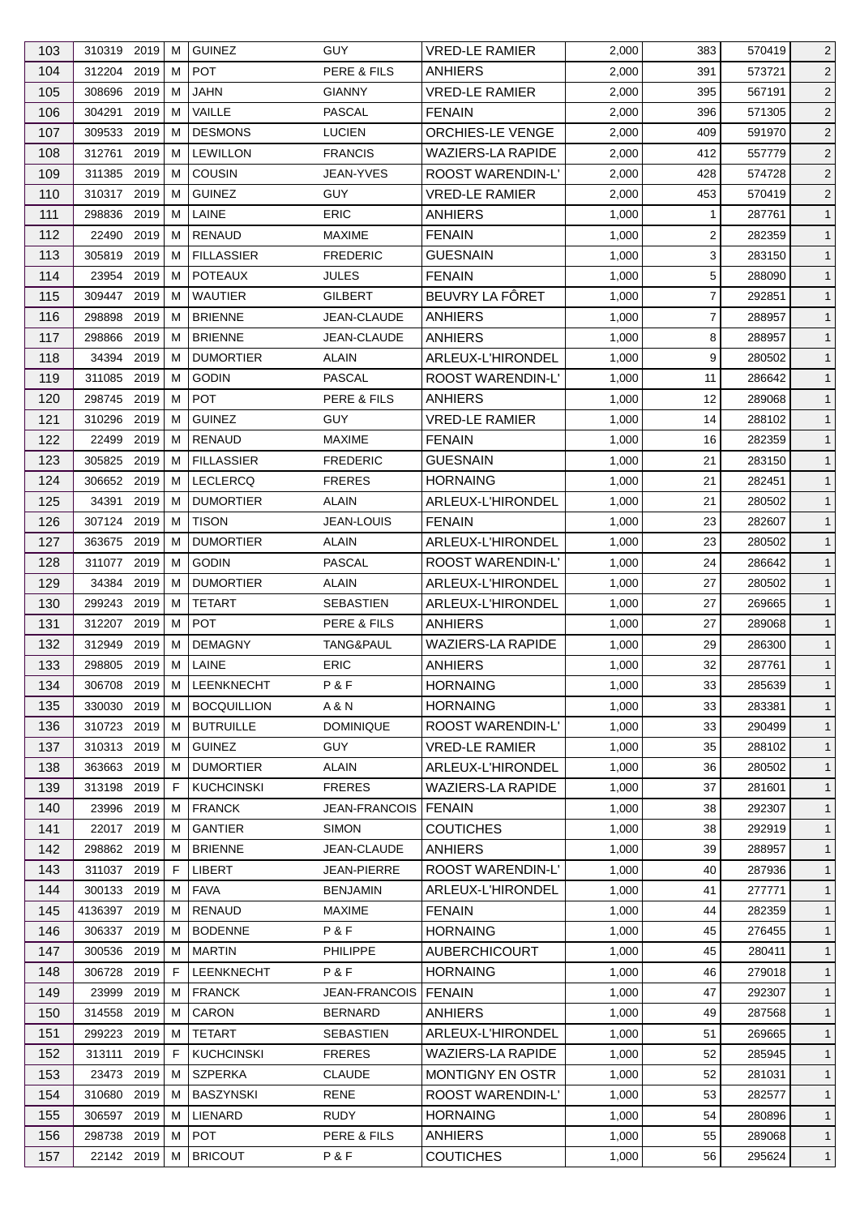| 103 | 310319 | 2019 | M | GUINEZ | GUY | VRED-LE RAMIER | 2,000 | 383 | 570419 | 2 |
|---|---|---|---|---|---|---|---|---|---|---|
| 104 | 312204 | 2019 | M | POT | PERE & FILS | ANHIERS | 2,000 | 391 | 573721 | 2 |
| 105 | 308696 | 2019 | M | JAHN | GIANNY | VRED-LE RAMIER | 2,000 | 395 | 567191 | 2 |
| 106 | 304291 | 2019 | M | VAILLE | PASCAL | FENAIN | 2,000 | 396 | 571305 | 2 |
| 107 | 309533 | 2019 | M | DESMONS | LUCIEN | ORCHIES-LE VENGE | 2,000 | 409 | 591970 | 2 |
| 108 | 312761 | 2019 | M | LEWILLON | FRANCIS | WAZIERS-LA RAPIDE | 2,000 | 412 | 557779 | 2 |
| 109 | 311385 | 2019 | M | COUSIN | JEAN-YVES | ROOST WARENDIN-L' | 2,000 | 428 | 574728 | 2 |
| 110 | 310317 | 2019 | M | GUINEZ | GUY | VRED-LE RAMIER | 2,000 | 453 | 570419 | 2 |
| 111 | 298836 | 2019 | M | LAINE | ERIC | ANHIERS | 1,000 | 1 | 287761 | 1 |
| 112 | 22490 | 2019 | M | RENAUD | MAXIME | FENAIN | 1,000 | 2 | 282359 | 1 |
| 113 | 305819 | 2019 | M | FILLASSIER | FREDERIC | GUESNAIN | 1,000 | 3 | 283150 | 1 |
| 114 | 23954 | 2019 | M | POTEAUX | JULES | FENAIN | 1,000 | 5 | 288090 | 1 |
| 115 | 309447 | 2019 | M | WAUTIER | GILBERT | BEUVRY LA FÔRET | 1,000 | 7 | 292851 | 1 |
| 116 | 298898 | 2019 | M | BRIENNE | JEAN-CLAUDE | ANHIERS | 1,000 | 7 | 288957 | 1 |
| 117 | 298866 | 2019 | M | BRIENNE | JEAN-CLAUDE | ANHIERS | 1,000 | 8 | 288957 | 1 |
| 118 | 34394 | 2019 | M | DUMORTIER | ALAIN | ARLEUX-L'HIRONDEL | 1,000 | 9 | 280502 | 1 |
| 119 | 311085 | 2019 | M | GODIN | PASCAL | ROOST WARENDIN-L' | 1,000 | 11 | 286642 | 1 |
| 120 | 298745 | 2019 | M | POT | PERE & FILS | ANHIERS | 1,000 | 12 | 289068 | 1 |
| 121 | 310296 | 2019 | M | GUINEZ | GUY | VRED-LE RAMIER | 1,000 | 14 | 288102 | 1 |
| 122 | 22499 | 2019 | M | RENAUD | MAXIME | FENAIN | 1,000 | 16 | 282359 | 1 |
| 123 | 305825 | 2019 | M | FILLASSIER | FREDERIC | GUESNAIN | 1,000 | 21 | 283150 | 1 |
| 124 | 306652 | 2019 | M | LECLERCQ | FRERES | HORNAING | 1,000 | 21 | 282451 | 1 |
| 125 | 34391 | 2019 | M | DUMORTIER | ALAIN | ARLEUX-L'HIRONDEL | 1,000 | 21 | 280502 | 1 |
| 126 | 307124 | 2019 | M | TISON | JEAN-LOUIS | FENAIN | 1,000 | 23 | 282607 | 1 |
| 127 | 363675 | 2019 | M | DUMORTIER | ALAIN | ARLEUX-L'HIRONDEL | 1,000 | 23 | 280502 | 1 |
| 128 | 311077 | 2019 | M | GODIN | PASCAL | ROOST WARENDIN-L' | 1,000 | 24 | 286642 | 1 |
| 129 | 34384 | 2019 | M | DUMORTIER | ALAIN | ARLEUX-L'HIRONDEL | 1,000 | 27 | 280502 | 1 |
| 130 | 299243 | 2019 | M | TETART | SEBASTIEN | ARLEUX-L'HIRONDEL | 1,000 | 27 | 269665 | 1 |
| 131 | 312207 | 2019 | M | POT | PERE & FILS | ANHIERS | 1,000 | 27 | 289068 | 1 |
| 132 | 312949 | 2019 | M | DEMAGNY | TANG&PAUL | WAZIERS-LA RAPIDE | 1,000 | 29 | 286300 | 1 |
| 133 | 298805 | 2019 | M | LAINE | ERIC | ANHIERS | 1,000 | 32 | 287761 | 1 |
| 134 | 306708 | 2019 | M | LEENKNECHT | P & F | HORNAING | 1,000 | 33 | 285639 | 1 |
| 135 | 330030 | 2019 | M | BOCQUILLION | A & N | HORNAING | 1,000 | 33 | 283381 | 1 |
| 136 | 310723 | 2019 | M | BUTRUILLE | DOMINIQUE | ROOST WARENDIN-L' | 1,000 | 33 | 290499 | 1 |
| 137 | 310313 | 2019 | M | GUINEZ | GUY | VRED-LE RAMIER | 1,000 | 35 | 288102 | 1 |
| 138 | 363663 | 2019 | M | DUMORTIER | ALAIN | ARLEUX-L'HIRONDEL | 1,000 | 36 | 280502 | 1 |
| 139 | 313198 | 2019 | F | KUCHCINSKI | FRERES | WAZIERS-LA RAPIDE | 1,000 | 37 | 281601 | 1 |
| 140 | 23996 | 2019 | M | FRANCK | JEAN-FRANCOIS | FENAIN | 1,000 | 38 | 292307 | 1 |
| 141 | 22017 | 2019 | M | GANTIER | SIMON | COUTICHES | 1,000 | 38 | 292919 | 1 |
| 142 | 298862 | 2019 | M | BRIENNE | JEAN-CLAUDE | ANHIERS | 1,000 | 39 | 288957 | 1 |
| 143 | 311037 | 2019 | F | LIBERT | JEAN-PIERRE | ROOST WARENDIN-L' | 1,000 | 40 | 287936 | 1 |
| 144 | 300133 | 2019 | M | FAVA | BENJAMIN | ARLEUX-L'HIRONDEL | 1,000 | 41 | 277771 | 1 |
| 145 | 4136397 | 2019 | M | RENAUD | MAXIME | FENAIN | 1,000 | 44 | 282359 | 1 |
| 146 | 306337 | 2019 | M | BODENNE | P & F | HORNAING | 1,000 | 45 | 276455 | 1 |
| 147 | 300536 | 2019 | M | MARTIN | PHILIPPE | AUBERCHICOURT | 1,000 | 45 | 280411 | 1 |
| 148 | 306728 | 2019 | F | LEENKNECHT | P & F | HORNAING | 1,000 | 46 | 279018 | 1 |
| 149 | 23999 | 2019 | M | FRANCK | JEAN-FRANCOIS | FENAIN | 1,000 | 47 | 292307 | 1 |
| 150 | 314558 | 2019 | M | CARON | BERNARD | ANHIERS | 1,000 | 49 | 287568 | 1 |
| 151 | 299223 | 2019 | M | TETART | SEBASTIEN | ARLEUX-L'HIRONDEL | 1,000 | 51 | 269665 | 1 |
| 152 | 313111 | 2019 | F | KUCHCINSKI | FRERES | WAZIERS-LA RAPIDE | 1,000 | 52 | 285945 | 1 |
| 153 | 23473 | 2019 | M | SZPERKA | CLAUDE | MONTIGNY EN OSTR | 1,000 | 52 | 281031 | 1 |
| 154 | 310680 | 2019 | M | BASZYNSKI | RENE | ROOST WARENDIN-L' | 1,000 | 53 | 282577 | 1 |
| 155 | 306597 | 2019 | M | LIENARD | RUDY | HORNAING | 1,000 | 54 | 280896 | 1 |
| 156 | 298738 | 2019 | M | POT | PERE & FILS | ANHIERS | 1,000 | 55 | 289068 | 1 |
| 157 | 22142 | 2019 | M | BRICOUT | P & F | COUTICHES | 1,000 | 56 | 295624 | 1 |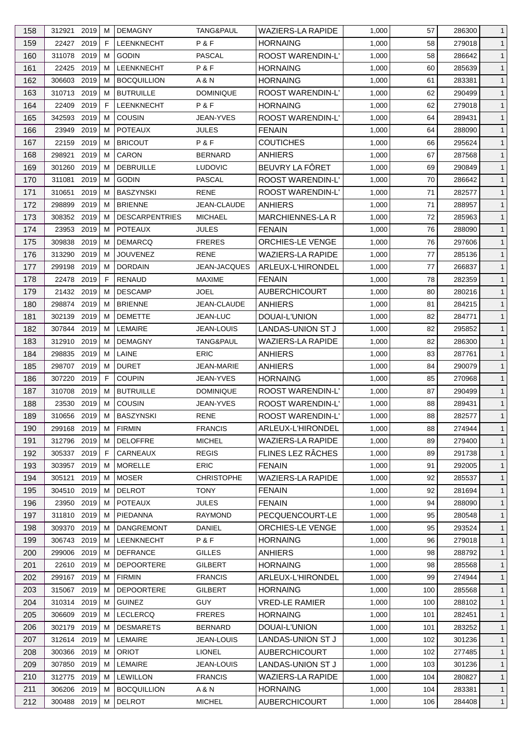| 158 | 312921 | 2019 | M | DEMAGNY | TANG&PAUL | WAZIERS-LA RAPIDE | 1,000 | 57 | 286300 | 1 |
|---|---|---|---|---|---|---|---|---|---|---|
| 159 | 22427 | 2019 | F | LEENKNECHT | P & F | HORNAING | 1,000 | 58 | 279018 | 1 |
| 160 | 311078 | 2019 | M | GODIN | PASCAL | ROOST WARENDIN-L' | 1,000 | 58 | 286642 | 1 |
| 161 | 22425 | 2019 | M | LEENKNECHT | P & F | HORNAING | 1,000 | 60 | 285639 | 1 |
| 162 | 306603 | 2019 | M | BOCQUILLION | A & N | HORNAING | 1,000 | 61 | 283381 | 1 |
| 163 | 310713 | 2019 | M | BUTRUILLE | DOMINIQUE | ROOST WARENDIN-L' | 1,000 | 62 | 290499 | 1 |
| 164 | 22409 | 2019 | F | LEENKNECHT | P & F | HORNAING | 1,000 | 62 | 279018 | 1 |
| 165 | 342593 | 2019 | M | COUSIN | JEAN-YVES | ROOST WARENDIN-L' | 1,000 | 64 | 289431 | 1 |
| 166 | 23949 | 2019 | M | POTEAUX | JULES | FENAIN | 1,000 | 64 | 288090 | 1 |
| 167 | 22159 | 2019 | M | BRICOUT | P & F | COUTICHES | 1,000 | 66 | 295624 | 1 |
| 168 | 298921 | 2019 | M | CARON | BERNARD | ANHIERS | 1,000 | 67 | 287568 | 1 |
| 169 | 301260 | 2019 | M | DEBRUILLE | LUDOVIC | BEUVRY LA FÔRET | 1,000 | 69 | 290849 | 1 |
| 170 | 311081 | 2019 | M | GODIN | PASCAL | ROOST WARENDIN-L' | 1,000 | 70 | 286642 | 1 |
| 171 | 310651 | 2019 | M | BASZYNSKI | RENE | ROOST WARENDIN-L' | 1,000 | 71 | 282577 | 1 |
| 172 | 298899 | 2019 | M | BRIENNE | JEAN-CLAUDE | ANHIERS | 1,000 | 71 | 288957 | 1 |
| 173 | 308352 | 2019 | M | DESCARPENTRIES | MICHAEL | MARCHIENNES-LA R | 1,000 | 72 | 285963 | 1 |
| 174 | 23953 | 2019 | M | POTEAUX | JULES | FENAIN | 1,000 | 76 | 288090 | 1 |
| 175 | 309838 | 2019 | M | DEMARCQ | FRERES | ORCHIES-LE VENGE | 1,000 | 76 | 297606 | 1 |
| 176 | 313290 | 2019 | M | JOUVENEZ | RENE | WAZIERS-LA RAPIDE | 1,000 | 77 | 285136 | 1 |
| 177 | 299198 | 2019 | M | DORDAIN | JEAN-JACQUES | ARLEUX-L'HIRONDEL | 1,000 | 77 | 266837 | 1 |
| 178 | 22478 | 2019 | F | RENAUD | MAXIME | FENAIN | 1,000 | 78 | 282359 | 1 |
| 179 | 21432 | 2019 | M | DESCAMP | JOEL | AUBERCHICOURT | 1,000 | 80 | 280216 | 1 |
| 180 | 298874 | 2019 | M | BRIENNE | JEAN-CLAUDE | ANHIERS | 1,000 | 81 | 284215 | 1 |
| 181 | 302139 | 2019 | M | DEMETTE | JEAN-LUC | DOUAI-L'UNION | 1,000 | 82 | 284771 | 1 |
| 182 | 307844 | 2019 | M | LEMAIRE | JEAN-LOUIS | LANDAS-UNION ST J | 1,000 | 82 | 295852 | 1 |
| 183 | 312910 | 2019 | M | DEMAGNY | TANG&PAUL | WAZIERS-LA RAPIDE | 1,000 | 82 | 286300 | 1 |
| 184 | 298835 | 2019 | M | LAINE | ERIC | ANHIERS | 1,000 | 83 | 287761 | 1 |
| 185 | 298707 | 2019 | M | DURET | JEAN-MARIE | ANHIERS | 1,000 | 84 | 290079 | 1 |
| 186 | 307220 | 2019 | F | COUPIN | JEAN-YVES | HORNAING | 1,000 | 85 | 270968 | 1 |
| 187 | 310708 | 2019 | M | BUTRUILLE | DOMINIQUE | ROOST WARENDIN-L' | 1,000 | 87 | 290499 | 1 |
| 188 | 23530 | 2019 | M | COUSIN | JEAN-YVES | ROOST WARENDIN-L' | 1,000 | 88 | 289431 | 1 |
| 189 | 310656 | 2019 | M | BASZYNSKI | RENE | ROOST WARENDIN-L' | 1,000 | 88 | 282577 | 1 |
| 190 | 299168 | 2019 | M | FIRMIN | FRANCIS | ARLEUX-L'HIRONDEL | 1,000 | 88 | 274944 | 1 |
| 191 | 312796 | 2019 | M | DELOFFRE | MICHEL | WAZIERS-LA RAPIDE | 1,000 | 89 | 279400 | 1 |
| 192 | 305337 | 2019 | F | CARNEAUX | REGIS | FLINES LEZ RÂCHES | 1,000 | 89 | 291738 | 1 |
| 193 | 303957 | 2019 | M | MORELLE | ERIC | FENAIN | 1,000 | 91 | 292005 | 1 |
| 194 | 305121 | 2019 | M | MOSER | CHRISTOPHE | WAZIERS-LA RAPIDE | 1,000 | 92 | 285537 | 1 |
| 195 | 304510 | 2019 | M | DELROT | TONY | FENAIN | 1,000 | 92 | 281694 | 1 |
| 196 | 23950 | 2019 | M | POTEAUX | JULES | FENAIN | 1,000 | 94 | 288090 | 1 |
| 197 | 311810 | 2019 | M | PIEDANNA | RAYMOND | PECQUENCOURT-LE | 1,000 | 95 | 280548 | 1 |
| 198 | 309370 | 2019 | M | DANGREMONT | DANIEL | ORCHIES-LE VENGE | 1,000 | 95 | 293524 | 1 |
| 199 | 306743 | 2019 | M | LEENKNECHT | P & F | HORNAING | 1,000 | 96 | 279018 | 1 |
| 200 | 299006 | 2019 | M | DEFRANCE | GILLES | ANHIERS | 1,000 | 98 | 288792 | 1 |
| 201 | 22610 | 2019 | M | DEPOORTERE | GILBERT | HORNAING | 1,000 | 98 | 285568 | 1 |
| 202 | 299167 | 2019 | M | FIRMIN | FRANCIS | ARLEUX-L'HIRONDEL | 1,000 | 99 | 274944 | 1 |
| 203 | 315067 | 2019 | M | DEPOORTERE | GILBERT | HORNAING | 1,000 | 100 | 285568 | 1 |
| 204 | 310314 | 2019 | M | GUINEZ | GUY | VRED-LE RAMIER | 1,000 | 100 | 288102 | 1 |
| 205 | 306609 | 2019 | M | LECLERCQ | FRERES | HORNAING | 1,000 | 101 | 282451 | 1 |
| 206 | 302179 | 2019 | M | DESMARETS | BERNARD | DOUAI-L'UNION | 1,000 | 101 | 283252 | 1 |
| 207 | 312614 | 2019 | M | LEMAIRE | JEAN-LOUIS | LANDAS-UNION ST J | 1,000 | 102 | 301236 | 1 |
| 208 | 300366 | 2019 | M | ORIOT | LIONEL | AUBERCHICOURT | 1,000 | 102 | 277485 | 1 |
| 209 | 307850 | 2019 | M | LEMAIRE | JEAN-LOUIS | LANDAS-UNION ST J | 1,000 | 103 | 301236 | 1 |
| 210 | 312775 | 2019 | M | LEWILLON | FRANCIS | WAZIERS-LA RAPIDE | 1,000 | 104 | 280827 | 1 |
| 211 | 306206 | 2019 | M | BOCQUILLION | A & N | HORNAING | 1,000 | 104 | 283381 | 1 |
| 212 | 300488 | 2019 | M | DELROT | MICHEL | AUBERCHICOURT | 1,000 | 106 | 284408 | 1 |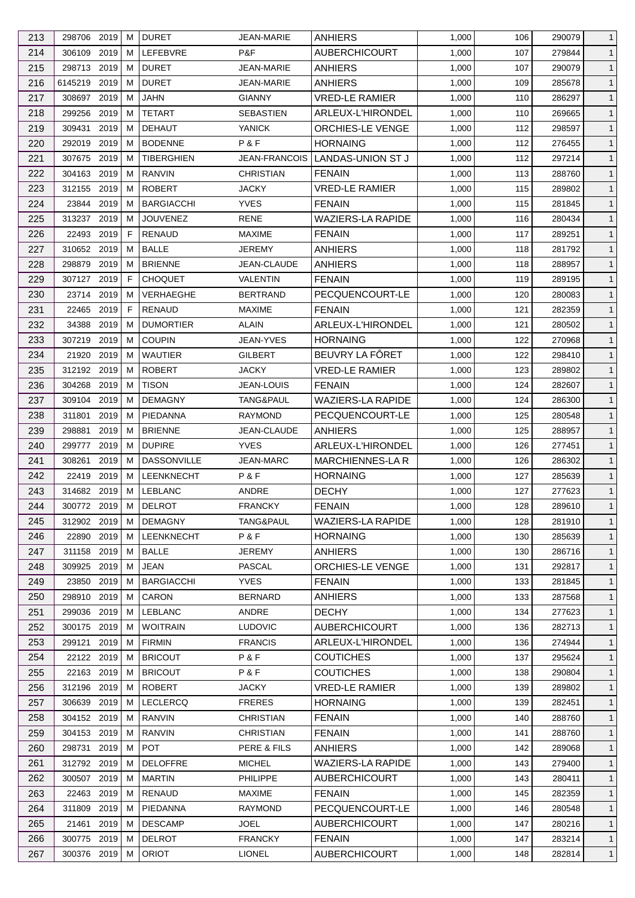| 213 | 298706 | 2019 | M | DURET | JEAN-MARIE | ANHIERS | 1,000 | 106 | 290079 | 1 |
|---|---|---|---|---|---|---|---|---|---|---|
| 214 | 306109 | 2019 | M | LEFEBVRE | P&F | AUBERCHICOURT | 1,000 | 107 | 279844 | 1 |
| 215 | 298713 | 2019 | M | DURET | JEAN-MARIE | ANHIERS | 1,000 | 107 | 290079 | 1 |
| 216 | 6145219 | 2019 | M | DURET | JEAN-MARIE | ANHIERS | 1,000 | 109 | 285678 | 1 |
| 217 | 308697 | 2019 | M | JAHN | GIANNY | VRED-LE RAMIER | 1,000 | 110 | 286297 | 1 |
| 218 | 299256 | 2019 | M | TETART | SEBASTIEN | ARLEUX-L'HIRONDEL | 1,000 | 110 | 269665 | 1 |
| 219 | 309431 | 2019 | M | DEHAUT | YANICK | ORCHIES-LE VENGE | 1,000 | 112 | 298597 | 1 |
| 220 | 292019 | 2019 | M | BODENNE | P & F | HORNAING | 1,000 | 112 | 276455 | 1 |
| 221 | 307675 | 2019 | M | TIBERGHIEN | JEAN-FRANCOIS | LANDAS-UNION ST J | 1,000 | 112 | 297214 | 1 |
| 222 | 304163 | 2019 | M | RANVIN | CHRISTIAN | FENAIN | 1,000 | 113 | 288760 | 1 |
| 223 | 312155 | 2019 | M | ROBERT | JACKY | VRED-LE RAMIER | 1,000 | 115 | 289802 | 1 |
| 224 | 23844 | 2019 | M | BARGIACCHI | YVES | FENAIN | 1,000 | 115 | 281845 | 1 |
| 225 | 313237 | 2019 | M | JOUVENEZ | RENE | WAZIERS-LA RAPIDE | 1,000 | 116 | 280434 | 1 |
| 226 | 22493 | 2019 | F | RENAUD | MAXIME | FENAIN | 1,000 | 117 | 289251 | 1 |
| 227 | 310652 | 2019 | M | BALLE | JEREMY | ANHIERS | 1,000 | 118 | 281792 | 1 |
| 228 | 298879 | 2019 | M | BRIENNE | JEAN-CLAUDE | ANHIERS | 1,000 | 118 | 288957 | 1 |
| 229 | 307127 | 2019 | F | CHOQUET | VALENTIN | FENAIN | 1,000 | 119 | 289195 | 1 |
| 230 | 23714 | 2019 | M | VERHAEGHE | BERTRAND | PECQUENCOURT-LE | 1,000 | 120 | 280083 | 1 |
| 231 | 22465 | 2019 | F | RENAUD | MAXIME | FENAIN | 1,000 | 121 | 282359 | 1 |
| 232 | 34388 | 2019 | M | DUMORTIER | ALAIN | ARLEUX-L'HIRONDEL | 1,000 | 121 | 280502 | 1 |
| 233 | 307219 | 2019 | M | COUPIN | JEAN-YVES | HORNAING | 1,000 | 122 | 270968 | 1 |
| 234 | 21920 | 2019 | M | WAUTIER | GILBERT | BEUVRY LA FÔRET | 1,000 | 122 | 298410 | 1 |
| 235 | 312192 | 2019 | M | ROBERT | JACKY | VRED-LE RAMIER | 1,000 | 123 | 289802 | 1 |
| 236 | 304268 | 2019 | M | TISON | JEAN-LOUIS | FENAIN | 1,000 | 124 | 282607 | 1 |
| 237 | 309104 | 2019 | M | DEMAGNY | TANG&PAUL | WAZIERS-LA RAPIDE | 1,000 | 124 | 286300 | 1 |
| 238 | 311801 | 2019 | M | PIEDANNA | RAYMOND | PECQUENCOURT-LE | 1,000 | 125 | 280548 | 1 |
| 239 | 298881 | 2019 | M | BRIENNE | JEAN-CLAUDE | ANHIERS | 1,000 | 125 | 288957 | 1 |
| 240 | 299777 | 2019 | M | DUPIRE | YVES | ARLEUX-L'HIRONDEL | 1,000 | 126 | 277451 | 1 |
| 241 | 308261 | 2019 | M | DASSONVILLE | JEAN-MARC | MARCHIENNES-LA R | 1,000 | 126 | 286302 | 1 |
| 242 | 22419 | 2019 | M | LEENKNECHT | P & F | HORNAING | 1,000 | 127 | 285639 | 1 |
| 243 | 314682 | 2019 | M | LEBLANC | ANDRE | DECHY | 1,000 | 127 | 277623 | 1 |
| 244 | 300772 | 2019 | M | DELROT | FRANCKY | FENAIN | 1,000 | 128 | 289610 | 1 |
| 245 | 312902 | 2019 | M | DEMAGNY | TANG&PAUL | WAZIERS-LA RAPIDE | 1,000 | 128 | 281910 | 1 |
| 246 | 22890 | 2019 | M | LEENKNECHT | P & F | HORNAING | 1,000 | 130 | 285639 | 1 |
| 247 | 311158 | 2019 | M | BALLE | JEREMY | ANHIERS | 1,000 | 130 | 286716 | 1 |
| 248 | 309925 | 2019 | M | JEAN | PASCAL | ORCHIES-LE VENGE | 1,000 | 131 | 292817 | 1 |
| 249 | 23850 | 2019 | M | BARGIACCHI | YVES | FENAIN | 1,000 | 133 | 281845 | 1 |
| 250 | 298910 | 2019 | M | CARON | BERNARD | ANHIERS | 1,000 | 133 | 287568 | 1 |
| 251 | 299036 | 2019 | M | LEBLANC | ANDRE | DECHY | 1,000 | 134 | 277623 | 1 |
| 252 | 300175 | 2019 | M | WOITRAIN | LUDOVIC | AUBERCHICOURT | 1,000 | 136 | 282713 | 1 |
| 253 | 299121 | 2019 | M | FIRMIN | FRANCIS | ARLEUX-L'HIRONDEL | 1,000 | 136 | 274944 | 1 |
| 254 | 22122 | 2019 | M | BRICOUT | P & F | COUTICHES | 1,000 | 137 | 295624 | 1 |
| 255 | 22163 | 2019 | M | BRICOUT | P & F | COUTICHES | 1,000 | 138 | 290804 | 1 |
| 256 | 312196 | 2019 | M | ROBERT | JACKY | VRED-LE RAMIER | 1,000 | 139 | 289802 | 1 |
| 257 | 306639 | 2019 | M | LECLERCQ | FRERES | HORNAING | 1,000 | 139 | 282451 | 1 |
| 258 | 304152 | 2019 | M | RANVIN | CHRISTIAN | FENAIN | 1,000 | 140 | 288760 | 1 |
| 259 | 304153 | 2019 | M | RANVIN | CHRISTIAN | FENAIN | 1,000 | 141 | 288760 | 1 |
| 260 | 298731 | 2019 | M | POT | PERE & FILS | ANHIERS | 1,000 | 142 | 289068 | 1 |
| 261 | 312792 | 2019 | M | DELOFFRE | MICHEL | WAZIERS-LA RAPIDE | 1,000 | 143 | 279400 | 1 |
| 262 | 300507 | 2019 | M | MARTIN | PHILIPPE | AUBERCHICOURT | 1,000 | 143 | 280411 | 1 |
| 263 | 22463 | 2019 | M | RENAUD | MAXIME | FENAIN | 1,000 | 145 | 282359 | 1 |
| 264 | 311809 | 2019 | M | PIEDANNA | RAYMOND | PECQUENCOURT-LE | 1,000 | 146 | 280548 | 1 |
| 265 | 21461 | 2019 | M | DESCAMP | JOEL | AUBERCHICOURT | 1,000 | 147 | 280216 | 1 |
| 266 | 300775 | 2019 | M | DELROT | FRANCKY | FENAIN | 1,000 | 147 | 283214 | 1 |
| 267 | 300376 | 2019 | M | ORIOT | LIONEL | AUBERCHICOURT | 1,000 | 148 | 282814 | 1 |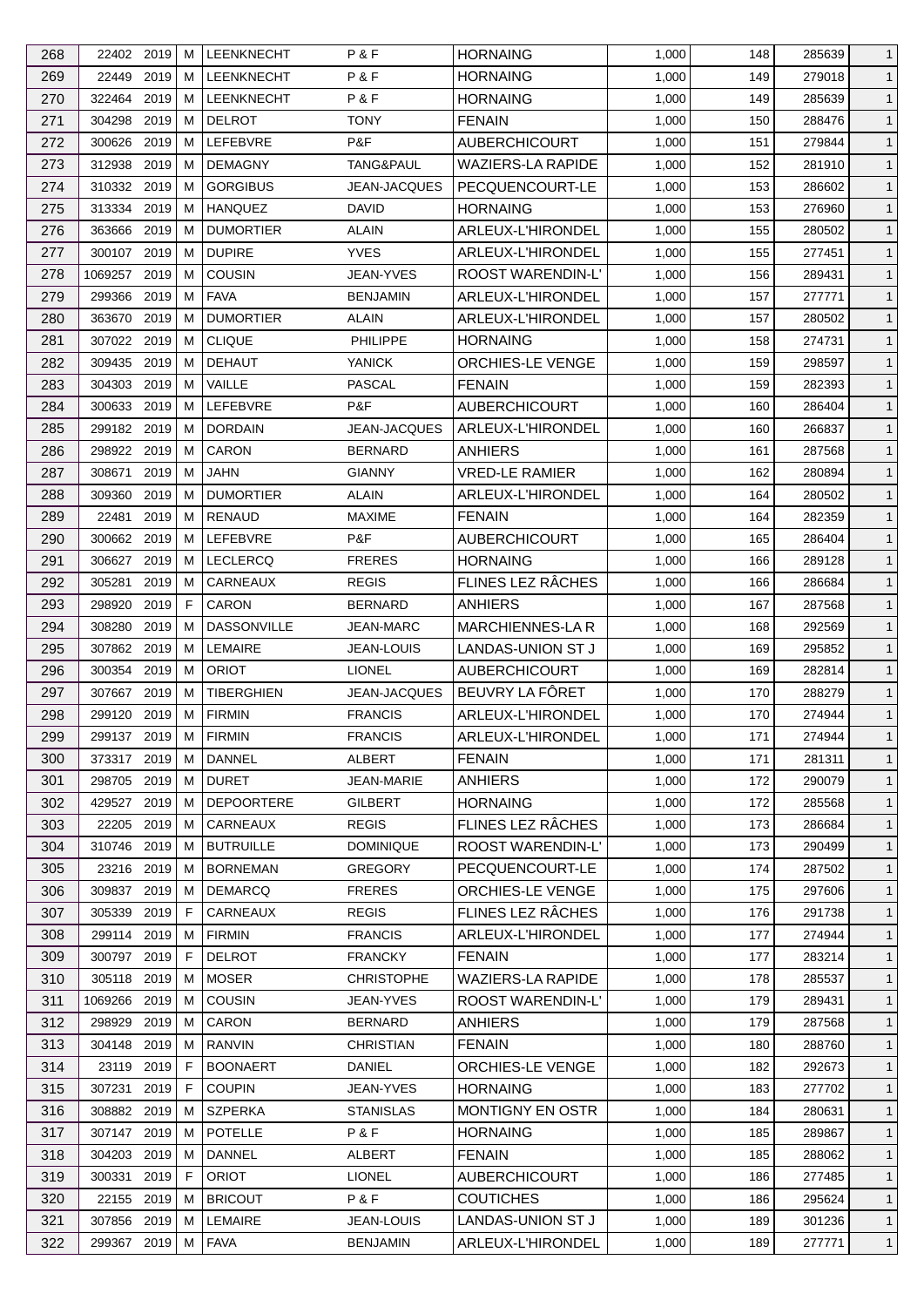| 268 | 22402 | 2019 | M | LEENKNECHT | P & F | HORNAING | 1,000 | 148 | 285639 | 1 |
|---|---|---|---|---|---|---|---|---|---|---|
| 269 | 22449 | 2019 | M | LEENKNECHT | P & F | HORNAING | 1,000 | 149 | 279018 | 1 |
| 270 | 322464 | 2019 | M | LEENKNECHT | P & F | HORNAING | 1,000 | 149 | 285639 | 1 |
| 271 | 304298 | 2019 | M | DELROT | TONY | FENAIN | 1,000 | 150 | 288476 | 1 |
| 272 | 300626 | 2019 | M | LEFEBVRE | P&F | AUBERCHICOURT | 1,000 | 151 | 279844 | 1 |
| 273 | 312938 | 2019 | M | DEMAGNY | TANG&PAUL | WAZIERS-LA RAPIDE | 1,000 | 152 | 281910 | 1 |
| 274 | 310332 | 2019 | M | GORGIBUS | JEAN-JACQUES | PECQUENCOURT-LE | 1,000 | 153 | 286602 | 1 |
| 275 | 313334 | 2019 | M | HANQUEZ | DAVID | HORNAING | 1,000 | 153 | 276960 | 1 |
| 276 | 363666 | 2019 | M | DUMORTIER | ALAIN | ARLEUX-L'HIRONDEL | 1,000 | 155 | 280502 | 1 |
| 277 | 300107 | 2019 | M | DUPIRE | YVES | ARLEUX-L'HIRONDEL | 1,000 | 155 | 277451 | 1 |
| 278 | 1069257 | 2019 | M | COUSIN | JEAN-YVES | ROOST WARENDIN-L' | 1,000 | 156 | 289431 | 1 |
| 279 | 299366 | 2019 | M | FAVA | BENJAMIN | ARLEUX-L'HIRONDEL | 1,000 | 157 | 277771 | 1 |
| 280 | 363670 | 2019 | M | DUMORTIER | ALAIN | ARLEUX-L'HIRONDEL | 1,000 | 157 | 280502 | 1 |
| 281 | 307022 | 2019 | M | CLIQUE | PHILIPPE | HORNAING | 1,000 | 158 | 274731 | 1 |
| 282 | 309435 | 2019 | M | DEHAUT | YANICK | ORCHIES-LE VENGE | 1,000 | 159 | 298597 | 1 |
| 283 | 304303 | 2019 | M | VAILLE | PASCAL | FENAIN | 1,000 | 159 | 282393 | 1 |
| 284 | 300633 | 2019 | M | LEFEBVRE | P&F | AUBERCHICOURT | 1,000 | 160 | 286404 | 1 |
| 285 | 299182 | 2019 | M | DORDAIN | JEAN-JACQUES | ARLEUX-L'HIRONDEL | 1,000 | 160 | 266837 | 1 |
| 286 | 298922 | 2019 | M | CARON | BERNARD | ANHIERS | 1,000 | 161 | 287568 | 1 |
| 287 | 308671 | 2019 | M | JAHN | GIANNY | VRED-LE RAMIER | 1,000 | 162 | 280894 | 1 |
| 288 | 309360 | 2019 | M | DUMORTIER | ALAIN | ARLEUX-L'HIRONDEL | 1,000 | 164 | 280502 | 1 |
| 289 | 22481 | 2019 | M | RENAUD | MAXIME | FENAIN | 1,000 | 164 | 282359 | 1 |
| 290 | 300662 | 2019 | M | LEFEBVRE | P&F | AUBERCHICOURT | 1,000 | 165 | 286404 | 1 |
| 291 | 306627 | 2019 | M | LECLERCQ | FRERES | HORNAING | 1,000 | 166 | 289128 | 1 |
| 292 | 305281 | 2019 | M | CARNEAUX | REGIS | FLINES LEZ RÂCHES | 1,000 | 166 | 286684 | 1 |
| 293 | 298920 | 2019 | F | CARON | BERNARD | ANHIERS | 1,000 | 167 | 287568 | 1 |
| 294 | 308280 | 2019 | M | DASSONVILLE | JEAN-MARC | MARCHIENNES-LA R | 1,000 | 168 | 292569 | 1 |
| 295 | 307862 | 2019 | M | LEMAIRE | JEAN-LOUIS | LANDAS-UNION ST J | 1,000 | 169 | 295852 | 1 |
| 296 | 300354 | 2019 | M | ORIOT | LIONEL | AUBERCHICOURT | 1,000 | 169 | 282814 | 1 |
| 297 | 307667 | 2019 | M | TIBERGHIEN | JEAN-JACQUES | BEUVRY LA FÔRET | 1,000 | 170 | 288279 | 1 |
| 298 | 299120 | 2019 | M | FIRMIN | FRANCIS | ARLEUX-L'HIRONDEL | 1,000 | 170 | 274944 | 1 |
| 299 | 299137 | 2019 | M | FIRMIN | FRANCIS | ARLEUX-L'HIRONDEL | 1,000 | 171 | 274944 | 1 |
| 300 | 373317 | 2019 | M | DANNEL | ALBERT | FENAIN | 1,000 | 171 | 281311 | 1 |
| 301 | 298705 | 2019 | M | DURET | JEAN-MARIE | ANHIERS | 1,000 | 172 | 290079 | 1 |
| 302 | 429527 | 2019 | M | DEPOORTERE | GILBERT | HORNAING | 1,000 | 172 | 285568 | 1 |
| 303 | 22205 | 2019 | M | CARNEAUX | REGIS | FLINES LEZ RÂCHES | 1,000 | 173 | 286684 | 1 |
| 304 | 310746 | 2019 | M | BUTRUILLE | DOMINIQUE | ROOST WARENDIN-L' | 1,000 | 173 | 290499 | 1 |
| 305 | 23216 | 2019 | M | BORNEMAN | GREGORY | PECQUENCOURT-LE | 1,000 | 174 | 287502 | 1 |
| 306 | 309837 | 2019 | M | DEMARCQ | FRERES | ORCHIES-LE VENGE | 1,000 | 175 | 297606 | 1 |
| 307 | 305339 | 2019 | F | CARNEAUX | REGIS | FLINES LEZ RÂCHES | 1,000 | 176 | 291738 | 1 |
| 308 | 299114 | 2019 | M | FIRMIN | FRANCIS | ARLEUX-L'HIRONDEL | 1,000 | 177 | 274944 | 1 |
| 309 | 300797 | 2019 | F | DELROT | FRANCKY | FENAIN | 1,000 | 177 | 283214 | 1 |
| 310 | 305118 | 2019 | M | MOSER | CHRISTOPHE | WAZIERS-LA RAPIDE | 1,000 | 178 | 285537 | 1 |
| 311 | 1069266 | 2019 | M | COUSIN | JEAN-YVES | ROOST WARENDIN-L' | 1,000 | 179 | 289431 | 1 |
| 312 | 298929 | 2019 | M | CARON | BERNARD | ANHIERS | 1,000 | 179 | 287568 | 1 |
| 313 | 304148 | 2019 | M | RANVIN | CHRISTIAN | FENAIN | 1,000 | 180 | 288760 | 1 |
| 314 | 23119 | 2019 | F | BOONAERT | DANIEL | ORCHIES-LE VENGE | 1,000 | 182 | 292673 | 1 |
| 315 | 307231 | 2019 | F | COUPIN | JEAN-YVES | HORNAING | 1,000 | 183 | 277702 | 1 |
| 316 | 308882 | 2019 | M | SZPERKA | STANISLAS | MONTIGNY EN OSTR | 1,000 | 184 | 280631 | 1 |
| 317 | 307147 | 2019 | M | POTELLE | P & F | HORNAING | 1,000 | 185 | 289867 | 1 |
| 318 | 304203 | 2019 | M | DANNEL | ALBERT | FENAIN | 1,000 | 185 | 288062 | 1 |
| 319 | 300331 | 2019 | F | ORIOT | LIONEL | AUBERCHICOURT | 1,000 | 186 | 277485 | 1 |
| 320 | 22155 | 2019 | M | BRICOUT | P & F | COUTICHES | 1,000 | 186 | 295624 | 1 |
| 321 | 307856 | 2019 | M | LEMAIRE | JEAN-LOUIS | LANDAS-UNION ST J | 1,000 | 189 | 301236 | 1 |
| 322 | 299367 | 2019 | M | FAVA | BENJAMIN | ARLEUX-L'HIRONDEL | 1,000 | 189 | 277771 | 1 |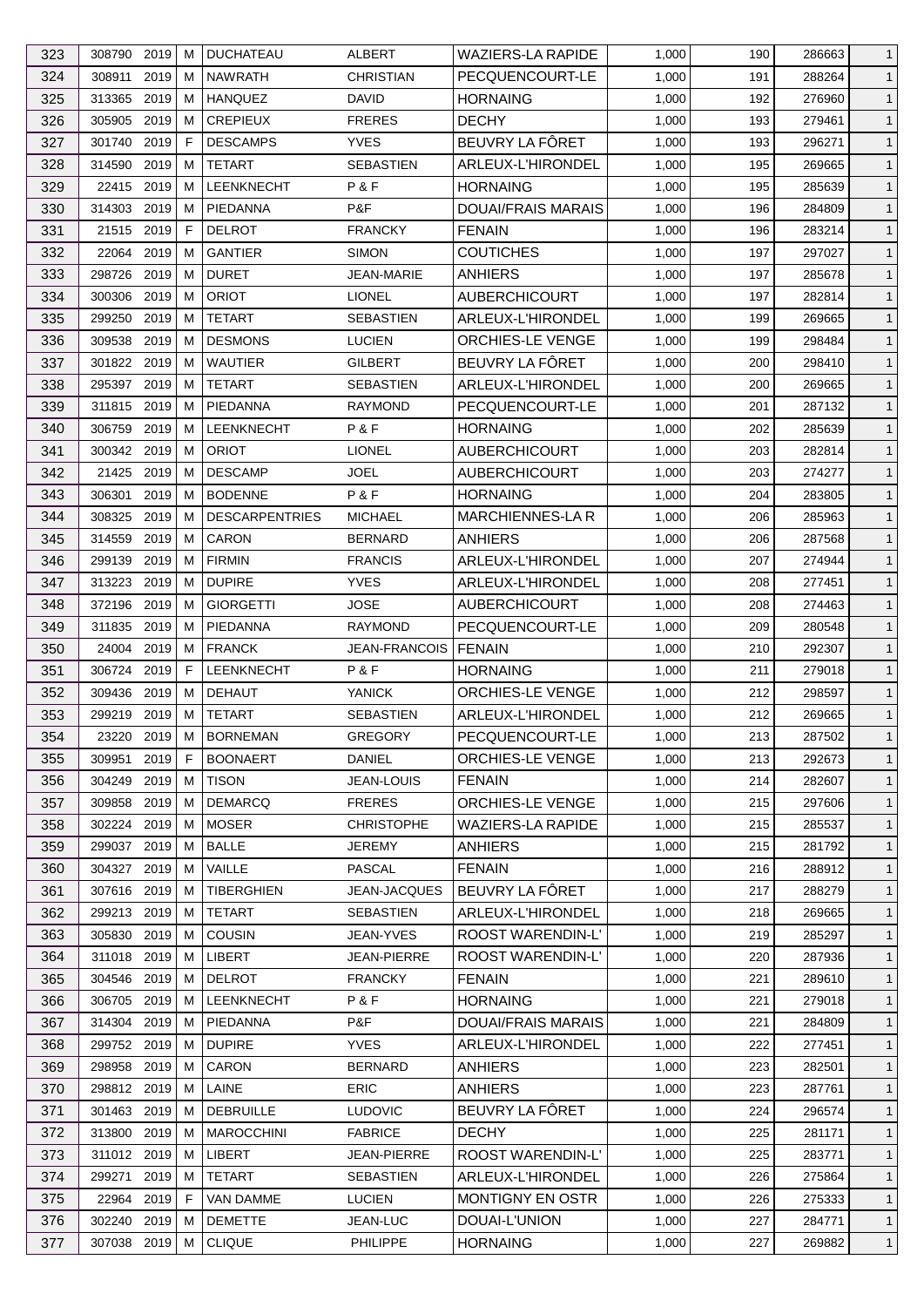| 323 | 308790 | 2019 | M | DUCHATEAU | ALBERT | WAZIERS-LA RAPIDE | 1,000 | 190 | 286663 | 1 |
|---|---|---|---|---|---|---|---|---|---|---|
| 324 | 308911 | 2019 | M | NAWRATH | CHRISTIAN | PECQUENCOURT-LE | 1,000 | 191 | 288264 | 1 |
| 325 | 313365 | 2019 | M | HANQUEZ | DAVID | HORNAING | 1,000 | 192 | 276960 | 1 |
| 326 | 305905 | 2019 | M | CREPIEUX | FRERES | DECHY | 1,000 | 193 | 279461 | 1 |
| 327 | 301740 | 2019 | F | DESCAMPS | YVES | BEUVRY LA FÔRET | 1,000 | 193 | 296271 | 1 |
| 328 | 314590 | 2019 | M | TETART | SEBASTIEN | ARLEUX-L'HIRONDEL | 1,000 | 195 | 269665 | 1 |
| 329 | 22415 | 2019 | M | LEENKNECHT | P & F | HORNAING | 1,000 | 195 | 285639 | 1 |
| 330 | 314303 | 2019 | M | PIEDANNA | P&F | DOUAI/FRAIS MARAIS | 1,000 | 196 | 284809 | 1 |
| 331 | 21515 | 2019 | F | DELROT | FRANCKY | FENAIN | 1,000 | 196 | 283214 | 1 |
| 332 | 22064 | 2019 | M | GANTIER | SIMON | COUTICHES | 1,000 | 197 | 297027 | 1 |
| 333 | 298726 | 2019 | M | DURET | JEAN-MARIE | ANHIERS | 1,000 | 197 | 285678 | 1 |
| 334 | 300306 | 2019 | M | ORIOT | LIONEL | AUBERCHICOURT | 1,000 | 197 | 282814 | 1 |
| 335 | 299250 | 2019 | M | TETART | SEBASTIEN | ARLEUX-L'HIRONDEL | 1,000 | 199 | 269665 | 1 |
| 336 | 309538 | 2019 | M | DESMONS | LUCIEN | ORCHIES-LE VENGE | 1,000 | 199 | 298484 | 1 |
| 337 | 301822 | 2019 | M | WAUTIER | GILBERT | BEUVRY LA FÔRET | 1,000 | 200 | 298410 | 1 |
| 338 | 295397 | 2019 | M | TETART | SEBASTIEN | ARLEUX-L'HIRONDEL | 1,000 | 200 | 269665 | 1 |
| 339 | 311815 | 2019 | M | PIEDANNA | RAYMOND | PECQUENCOURT-LE | 1,000 | 201 | 287132 | 1 |
| 340 | 306759 | 2019 | M | LEENKNECHT | P & F | HORNAING | 1,000 | 202 | 285639 | 1 |
| 341 | 300342 | 2019 | M | ORIOT | LIONEL | AUBERCHICOURT | 1,000 | 203 | 282814 | 1 |
| 342 | 21425 | 2019 | M | DESCAMP | JOEL | AUBERCHICOURT | 1,000 | 203 | 274277 | 1 |
| 343 | 306301 | 2019 | M | BODENNE | P & F | HORNAING | 1,000 | 204 | 283805 | 1 |
| 344 | 308325 | 2019 | M | DESCARPENTRIES | MICHAEL | MARCHIENNES-LA R | 1,000 | 206 | 285963 | 1 |
| 345 | 314559 | 2019 | M | CARON | BERNARD | ANHIERS | 1,000 | 206 | 287568 | 1 |
| 346 | 299139 | 2019 | M | FIRMIN | FRANCIS | ARLEUX-L'HIRONDEL | 1,000 | 207 | 274944 | 1 |
| 347 | 313223 | 2019 | M | DUPIRE | YVES | ARLEUX-L'HIRONDEL | 1,000 | 208 | 277451 | 1 |
| 348 | 372196 | 2019 | M | GIORGETTI | JOSE | AUBERCHICOURT | 1,000 | 208 | 274463 | 1 |
| 349 | 311835 | 2019 | M | PIEDANNA | RAYMOND | PECQUENCOURT-LE | 1,000 | 209 | 280548 | 1 |
| 350 | 24004 | 2019 | M | FRANCK | JEAN-FRANCOIS | FENAIN | 1,000 | 210 | 292307 | 1 |
| 351 | 306724 | 2019 | F | LEENKNECHT | P & F | HORNAING | 1,000 | 211 | 279018 | 1 |
| 352 | 309436 | 2019 | M | DEHAUT | YANICK | ORCHIES-LE VENGE | 1,000 | 212 | 298597 | 1 |
| 353 | 299219 | 2019 | M | TETART | SEBASTIEN | ARLEUX-L'HIRONDEL | 1,000 | 212 | 269665 | 1 |
| 354 | 23220 | 2019 | M | BORNEMAN | GREGORY | PECQUENCOURT-LE | 1,000 | 213 | 287502 | 1 |
| 355 | 309951 | 2019 | F | BOONAERT | DANIEL | ORCHIES-LE VENGE | 1,000 | 213 | 292673 | 1 |
| 356 | 304249 | 2019 | M | TISON | JEAN-LOUIS | FENAIN | 1,000 | 214 | 282607 | 1 |
| 357 | 309858 | 2019 | M | DEMARCQ | FRERES | ORCHIES-LE VENGE | 1,000 | 215 | 297606 | 1 |
| 358 | 302224 | 2019 | M | MOSER | CHRISTOPHE | WAZIERS-LA RAPIDE | 1,000 | 215 | 285537 | 1 |
| 359 | 299037 | 2019 | M | BALLE | JEREMY | ANHIERS | 1,000 | 215 | 281792 | 1 |
| 360 | 304327 | 2019 | M | VAILLE | PASCAL | FENAIN | 1,000 | 216 | 288912 | 1 |
| 361 | 307616 | 2019 | M | TIBERGHIEN | JEAN-JACQUES | BEUVRY LA FÔRET | 1,000 | 217 | 288279 | 1 |
| 362 | 299213 | 2019 | M | TETART | SEBASTIEN | ARLEUX-L'HIRONDEL | 1,000 | 218 | 269665 | 1 |
| 363 | 305830 | 2019 | M | COUSIN | JEAN-YVES | ROOST WARENDIN-L' | 1,000 | 219 | 285297 | 1 |
| 364 | 311018 | 2019 | M | LIBERT | JEAN-PIERRE | ROOST WARENDIN-L' | 1,000 | 220 | 287936 | 1 |
| 365 | 304546 | 2019 | M | DELROT | FRANCKY | FENAIN | 1,000 | 221 | 289610 | 1 |
| 366 | 306705 | 2019 | M | LEENKNECHT | P & F | HORNAING | 1,000 | 221 | 279018 | 1 |
| 367 | 314304 | 2019 | M | PIEDANNA | P&F | DOUAI/FRAIS MARAIS | 1,000 | 221 | 284809 | 1 |
| 368 | 299752 | 2019 | M | DUPIRE | YVES | ARLEUX-L'HIRONDEL | 1,000 | 222 | 277451 | 1 |
| 369 | 298958 | 2019 | M | CARON | BERNARD | ANHIERS | 1,000 | 223 | 282501 | 1 |
| 370 | 298812 | 2019 | M | LAINE | ERIC | ANHIERS | 1,000 | 223 | 287761 | 1 |
| 371 | 301463 | 2019 | M | DEBRUILLE | LUDOVIC | BEUVRY LA FÔRET | 1,000 | 224 | 296574 | 1 |
| 372 | 313800 | 2019 | M | MAROCCHINI | FABRICE | DECHY | 1,000 | 225 | 281171 | 1 |
| 373 | 311012 | 2019 | M | LIBERT | JEAN-PIERRE | ROOST WARENDIN-L' | 1,000 | 225 | 283771 | 1 |
| 374 | 299271 | 2019 | M | TETART | SEBASTIEN | ARLEUX-L'HIRONDEL | 1,000 | 226 | 275864 | 1 |
| 375 | 22964 | 2019 | F | VAN DAMME | LUCIEN | MONTIGNY EN OSTR | 1,000 | 226 | 275333 | 1 |
| 376 | 302240 | 2019 | M | DEMETTE | JEAN-LUC | DOUAI-L'UNION | 1,000 | 227 | 284771 | 1 |
| 377 | 307038 | 2019 | M | CLIQUE | PHILIPPE | HORNAING | 1,000 | 227 | 269882 | 1 |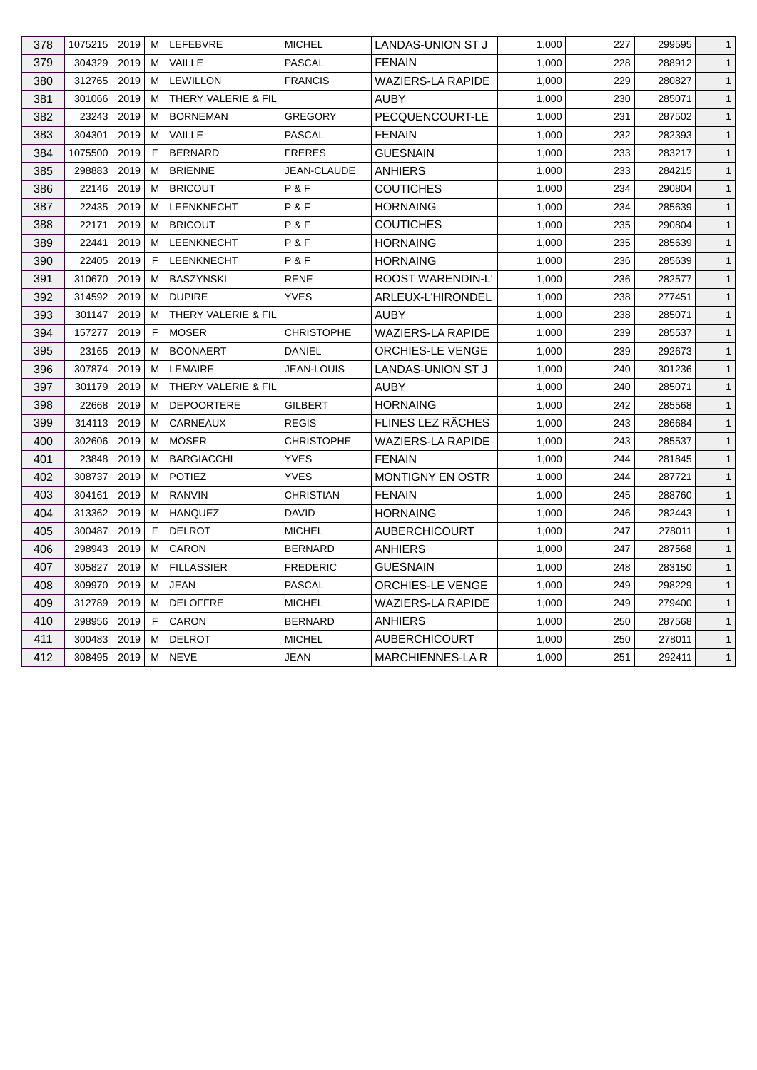| | | | | | | | | | | | |
|---|---|---|---|---|---|---|---|---|---|---|---|
| 378 | 1075215 | 2019 | M | LEFEBVRE | MICHEL | LANDAS-UNION ST J | 1,000 | 227 | 299595 | 1 |
| 379 | 304329 | 2019 | M | VAILLE | PASCAL | FENAIN | 1,000 | 228 | 288912 | 1 |
| 380 | 312765 | 2019 | M | LEWILLON | FRANCIS | WAZIERS-LA RAPIDE | 1,000 | 229 | 280827 | 1 |
| 381 | 301066 | 2019 | M | THERY VALERIE & FIL | | AUBY | 1,000 | 230 | 285071 | 1 |
| 382 | 23243 | 2019 | M | BORNEMAN | GREGORY | PECQUENCOURT-LE | 1,000 | 231 | 287502 | 1 |
| 383 | 304301 | 2019 | M | VAILLE | PASCAL | FENAIN | 1,000 | 232 | 282393 | 1 |
| 384 | 1075500 | 2019 | F | BERNARD | FRERES | GUESNAIN | 1,000 | 233 | 283217 | 1 |
| 385 | 298883 | 2019 | M | BRIENNE | JEAN-CLAUDE | ANHIERS | 1,000 | 233 | 284215 | 1 |
| 386 | 22146 | 2019 | M | BRICOUT | P & F | COUTICHES | 1,000 | 234 | 290804 | 1 |
| 387 | 22435 | 2019 | M | LEENKNECHT | P & F | HORNAING | 1,000 | 234 | 285639 | 1 |
| 388 | 22171 | 2019 | M | BRICOUT | P & F | COUTICHES | 1,000 | 235 | 290804 | 1 |
| 389 | 22441 | 2019 | M | LEENKNECHT | P & F | HORNAING | 1,000 | 235 | 285639 | 1 |
| 390 | 22405 | 2019 | F | LEENKNECHT | P & F | HORNAING | 1,000 | 236 | 285639 | 1 |
| 391 | 310670 | 2019 | M | BASZYNSKI | RENE | ROOST WARENDIN-L' | 1,000 | 236 | 282577 | 1 |
| 392 | 314592 | 2019 | M | DUPIRE | YVES | ARLEUX-L'HIRONDEL | 1,000 | 238 | 277451 | 1 |
| 393 | 301147 | 2019 | M | THERY VALERIE & FIL | | AUBY | 1,000 | 238 | 285071 | 1 |
| 394 | 157277 | 2019 | F | MOSER | CHRISTOPHE | WAZIERS-LA RAPIDE | 1,000 | 239 | 285537 | 1 |
| 395 | 23165 | 2019 | M | BOONAERT | DANIEL | ORCHIES-LE VENGE | 1,000 | 239 | 292673 | 1 |
| 396 | 307874 | 2019 | M | LEMAIRE | JEAN-LOUIS | LANDAS-UNION ST J | 1,000 | 240 | 301236 | 1 |
| 397 | 301179 | 2019 | M | THERY VALERIE & FIL | | AUBY | 1,000 | 240 | 285071 | 1 |
| 398 | 22668 | 2019 | M | DEPOORTERE | GILBERT | HORNAING | 1,000 | 242 | 285568 | 1 |
| 399 | 314113 | 2019 | M | CARNEAUX | REGIS | FLINES LEZ RÂCHES | 1,000 | 243 | 286684 | 1 |
| 400 | 302606 | 2019 | M | MOSER | CHRISTOPHE | WAZIERS-LA RAPIDE | 1,000 | 243 | 285537 | 1 |
| 401 | 23848 | 2019 | M | BARGIACCHI | YVES | FENAIN | 1,000 | 244 | 281845 | 1 |
| 402 | 308737 | 2019 | M | POTIEZ | YVES | MONTIGNY EN OSTR | 1,000 | 244 | 287721 | 1 |
| 403 | 304161 | 2019 | M | RANVIN | CHRISTIAN | FENAIN | 1,000 | 245 | 288760 | 1 |
| 404 | 313362 | 2019 | M | HANQUEZ | DAVID | HORNAING | 1,000 | 246 | 282443 | 1 |
| 405 | 300487 | 2019 | F | DELROT | MICHEL | AUBERCHICOURT | 1,000 | 247 | 278011 | 1 |
| 406 | 298943 | 2019 | M | CARON | BERNARD | ANHIERS | 1,000 | 247 | 287568 | 1 |
| 407 | 305827 | 2019 | M | FILLASSIER | FREDERIC | GUESNAIN | 1,000 | 248 | 283150 | 1 |
| 408 | 309970 | 2019 | M | JEAN | PASCAL | ORCHIES-LE VENGE | 1,000 | 249 | 298229 | 1 |
| 409 | 312789 | 2019 | M | DELOFFRE | MICHEL | WAZIERS-LA RAPIDE | 1,000 | 249 | 279400 | 1 |
| 410 | 298956 | 2019 | F | CARON | BERNARD | ANHIERS | 1,000 | 250 | 287568 | 1 |
| 411 | 300483 | 2019 | M | DELROT | MICHEL | AUBERCHICOURT | 1,000 | 250 | 278011 | 1 |
| 412 | 308495 | 2019 | M | NEVE | JEAN | MARCHIENNES-LA R | 1,000 | 251 | 292411 | 1 |